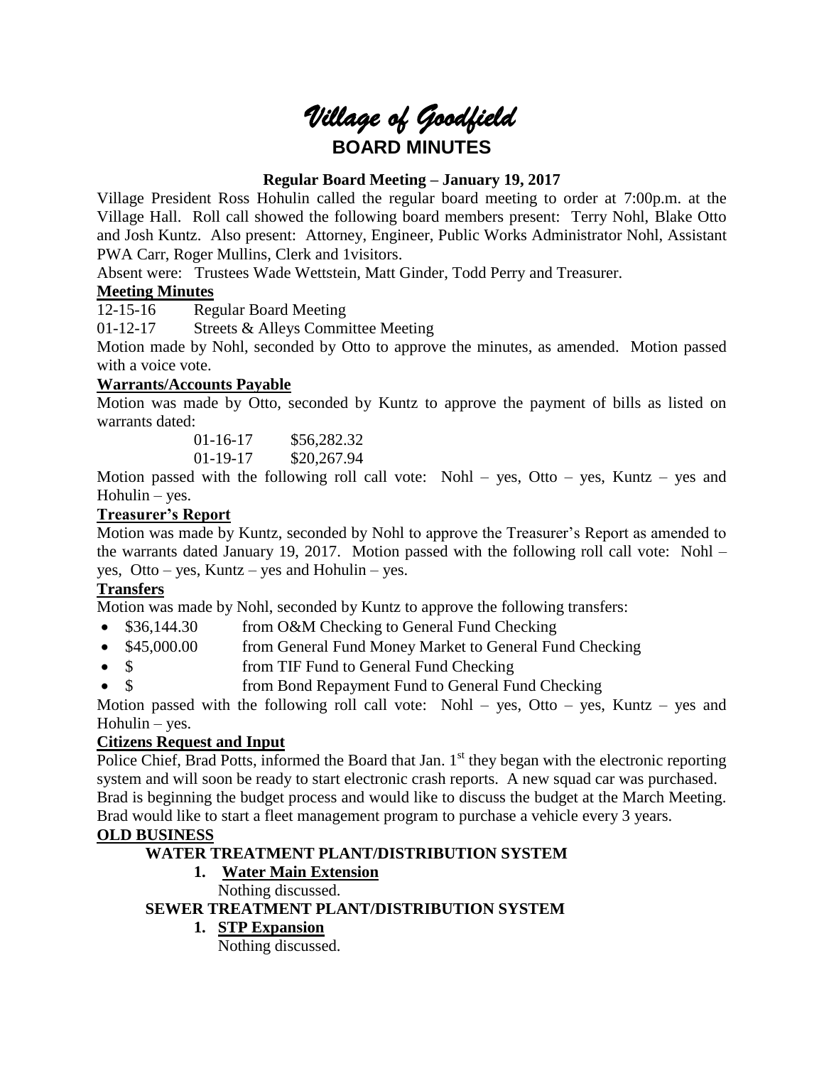# *Village of Goodfield*

## BOARD MINUTES

**Regular Board Meeting – January 19, 2017**

Village President Ross Hohulin called the regular board meeting to order at 7:00p.m. at the Village Hall. Roll call showed the following board members present: Terry Nohl, Blake Otto and Josh Kuntz. Also present: Attorney, Engineer, Public Works Administrator Nohl, Assistant PWA Carr, Roger Mullins, Clerk and 1visitors.

Absent were: Trustees Wade Wettstein, Matt Ginder, Todd Perry and Treasurer.

**Meeting Minutes**

12-15-16 Regular Board Meeting

01-12-17 Streets & Alleys Committee Meeting

Motion made by Nohl, seconded by Otto to approve the minutes, as amended. Motion passed with a voice vote.

**Warrants/Accounts Payable**

Motion was made by Otto, seconded by Kuntz to approve the payment of bills as listed on warrants dated:

01-16-17 $56,282.32

01-19-17 $20,267.94

Motion passed with the following roll call vote: Nohl – yes, Otto – yes, Kuntz – yes and Hohulin – yes.

**Treasurer's Report**

Motion was made by Kuntz, seconded by Nohl to approve the Treasurer's Report as amended to the warrants dated January 19, 2017. Motion passed with the following roll call vote: Nohl – yes, Otto – yes, Kuntz – yes and Hohulin – yes.

**Transfers**

Motion was made by Nohl, seconded by Kuntz to approve the following transfers:

- $36,144.30 from O&M Checking to General Fund Checking
- $45,000.00 from General Fund Money Market to General Fund Checking
- $ from TIF Fund to General Fund Checking
- $ from Bond Repayment Fund to General Fund Checking

Motion passed with the following roll call vote: Nohl – yes, Otto – yes, Kuntz – yes and Hohulin – yes.

**Citizens Request and Input**

Police Chief, Brad Potts, informed the Board that Jan. 1st they began with the electronic reporting system and will soon be ready to start electronic crash reports. A new squad car was purchased. Brad is beginning the budget process and would like to discuss the budget at the March Meeting. Brad would like to start a fleet management program to purchase a vehicle every 3 years.

**OLD BUSINESS**

**WATER TREATMENT PLANT/DISTRIBUTION SYSTEM**

1. **Water Main Extension**

   Nothing discussed.

**SEWER TREATMENT PLANT/DISTRIBUTION SYSTEM**

1. **STP Expansion**

   Nothing discussed.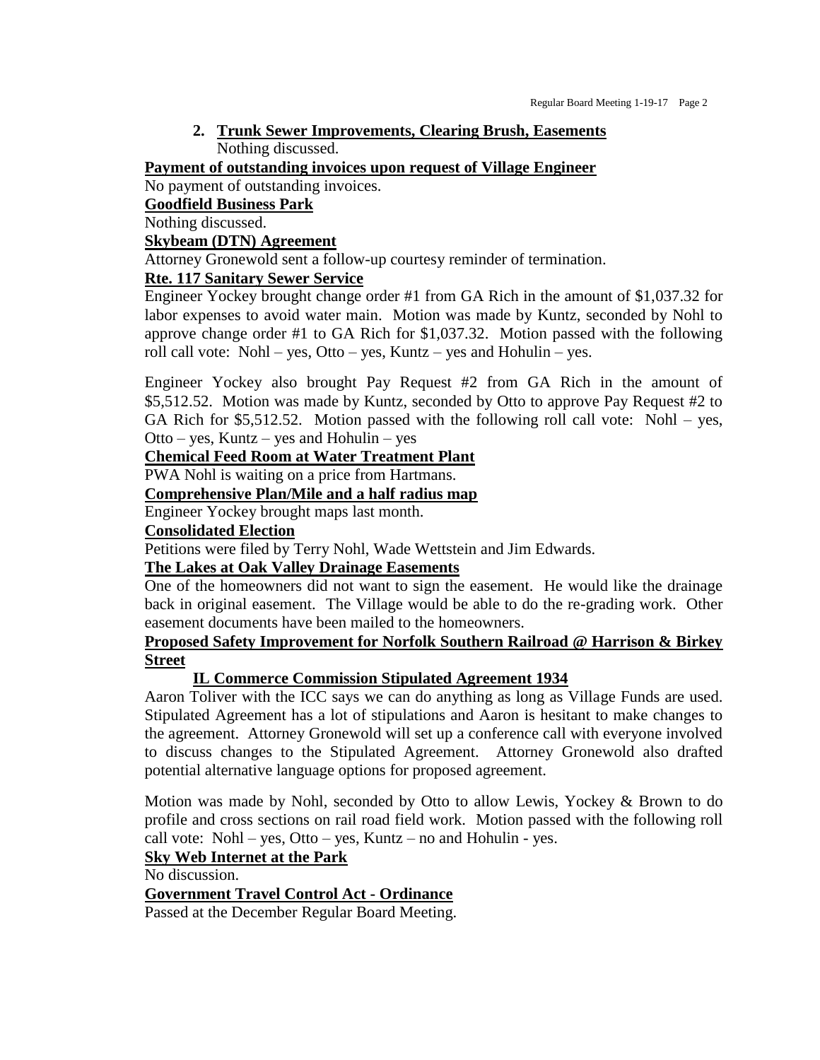**2. Trunk Sewer Improvements, Clearing Brush, Easements**

Nothing discussed.

**Payment of outstanding invoices upon request of Village Engineer**

No payment of outstanding invoices.

**Goodfield Business Park**

Nothing discussed.

**Skybeam (DTN) Agreement**

Attorney Gronewold sent a follow-up courtesy reminder of termination.

**Rte. 117 Sanitary Sewer Service**

Engineer Yockey brought change order #1 from GA Rich in the amount of $1,037.32 for labor expenses to avoid water main. Motion was made by Kuntz, seconded by Nohl to approve change order #1 to GA Rich for $1,037.32. Motion passed with the following roll call vote: Nohl – yes, Otto – yes, Kuntz – yes and Hohulin – yes.

Engineer Yockey also brought Pay Request #2 from GA Rich in the amount of $5,512.52. Motion was made by Kuntz, seconded by Otto to approve Pay Request #2 to GA Rich for $5,512.52. Motion passed with the following roll call vote: Nohl – yes, Otto – yes, Kuntz – yes and Hohulin – yes

**Chemical Feed Room at Water Treatment Plant**

PWA Nohl is waiting on a price from Hartmans.

**Comprehensive Plan/Mile and a half radius map**

Engineer Yockey brought maps last month.

**Consolidated Election**

Petitions were filed by Terry Nohl, Wade Wettstein and Jim Edwards.

**The Lakes at Oak Valley Drainage Easements**

One of the homeowners did not want to sign the easement. He would like the drainage back in original easement. The Village would be able to do the re-grading work. Other easement documents have been mailed to the homeowners.

**Proposed Safety Improvement for Norfolk Southern Railroad @ Harrison & Birkey Street**

**IL Commerce Commission Stipulated Agreement 1934**

Aaron Toliver with the ICC says we can do anything as long as Village Funds are used. Stipulated Agreement has a lot of stipulations and Aaron is hesitant to make changes to the agreement. Attorney Gronewold will set up a conference call with everyone involved to discuss changes to the Stipulated Agreement. Attorney Gronewold also drafted potential alternative language options for proposed agreement.

Motion was made by Nohl, seconded by Otto to allow Lewis, Yockey & Brown to do profile and cross sections on rail road field work. Motion passed with the following roll call vote: Nohl – yes, Otto – yes, Kuntz – no and Hohulin - yes.

**Sky Web Internet at the Park**

No discussion.

**Government Travel Control Act - Ordinance**

Passed at the December Regular Board Meeting.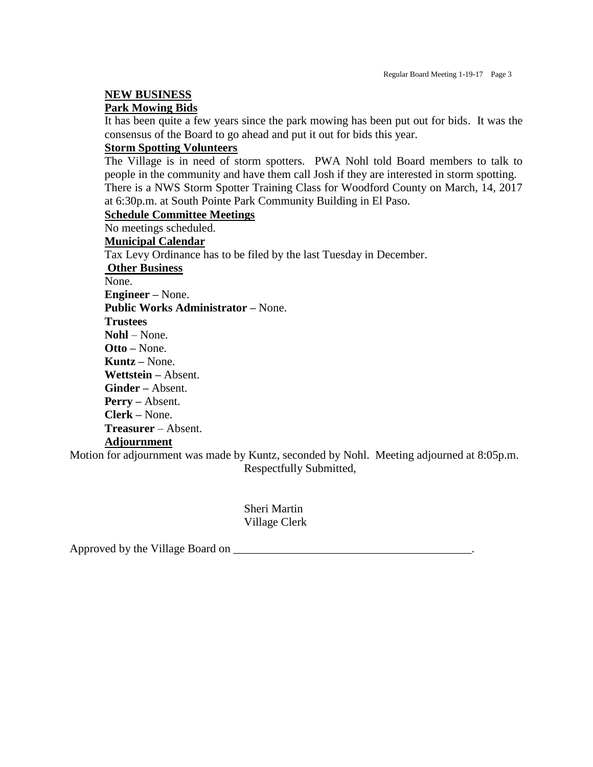**NEW BUSINESS**

**Park Mowing Bids**

It has been quite a few years since the park mowing has been put out for bids. It was the consensus of the Board to go ahead and put it out for bids this year.

**Storm Spotting Volunteers**

The Village is in need of storm spotters. PWA Nohl told Board members to talk to people in the community and have them call Josh if they are interested in storm spotting. There is a NWS Storm Spotter Training Class for Woodford County on March, 14, 2017 at 6:30p.m. at South Pointe Park Community Building in El Paso.

**Schedule Committee Meetings**

No meetings scheduled.

**Municipal Calendar**

Tax Levy Ordinance has to be filed by the last Tuesday in December.

**Other Business**

None.

**Engineer –** None.

**Public Works Administrator –** None.

**Trustees**

**Nohl** – None.

**Otto –** None.

**Kuntz –** None.

**Wettstein –** Absent.

**Ginder –** Absent.

**Perry –** Absent.

**Clerk –** None.

**Treasurer** – Absent.

**Adjournment**

Motion for adjournment was made by Kuntz, seconded by Nohl. Meeting adjourned at 8:05p.m.

Respectfully Submitted,

Sheri Martin
Village Clerk

Approved by the Village Board on \_\_\_\_\_\_\_\_\_\_\_\_\_\_\_\_\_\_\_\_\_\_\_\_\_\_\_\_\_\_\_\_\_\_\_\_\_\_\_\_\_\_.